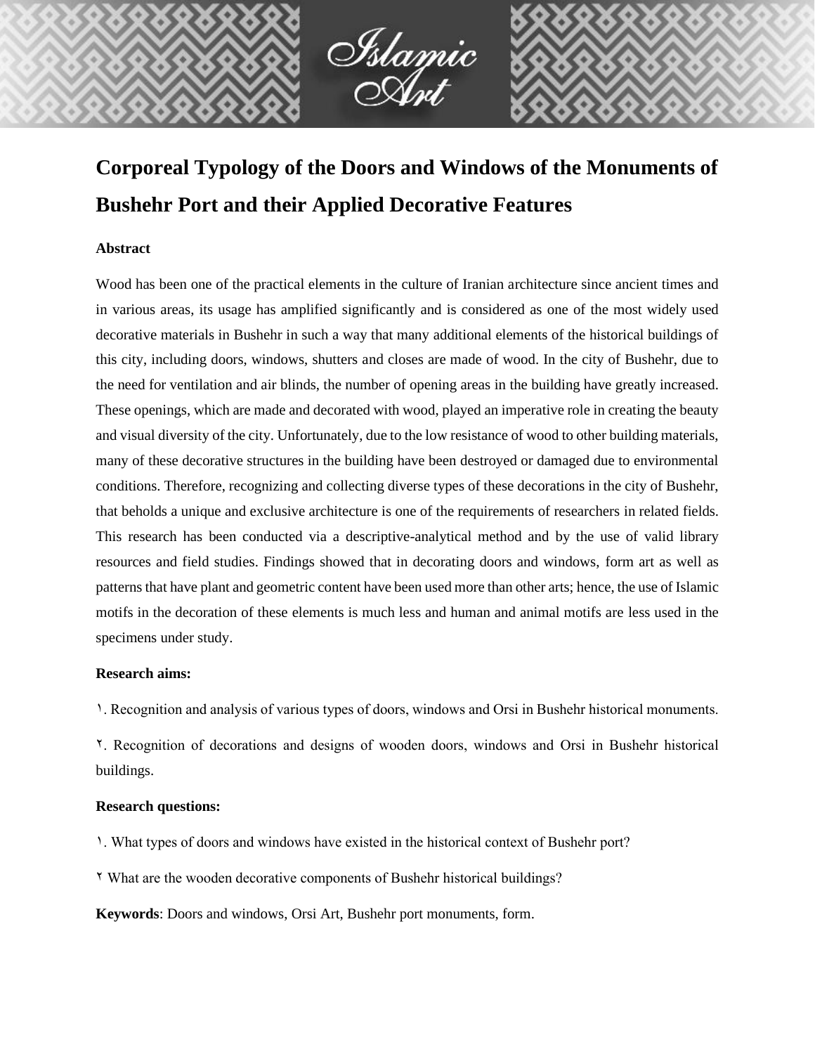# Corporeal Typology of the Doors and Windows of the Monuments of Bushehr Port and their Applied Decorative Features

**Abstract**

Wood has been one of the practical elements in the culture of Iranian architecture since ancient times and in various areas, its usage has amplified significantly and is considered as one of the most widely used decorative materials in Bushehr in such a way that many additional elements of the historical buildings of this city, including doors, windows, shutters and closes are made of wood. In the city of Bushehr, due to the need for ventilation and air blinds, the number of opening areas in the building have greatly increased. These openings, which are made and decorated with wood, played an imperative role in creating the beauty and visual diversity of the city. Unfortunately, due to the low resistance of wood to other building materials, many of these decorative structures in the building have been destroyed or damaged due to environmental conditions. Therefore, recognizing and collecting diverse types of these decorations in the city of Bushehr, that beholds a unique and exclusive architecture is one of the requirements of researchers in related fields. This research has been conducted via a descriptive-analytical method and by the use of valid library resources and field studies. Findings showed that in decorating doors and windows, form art as well as patterns that have plant and geometric content have been used more than other arts; hence, the use of Islamic motifs in the decoration of these elements is much less and human and animal motifs are less used in the specimens under study.

**Research aims:**

١. Recognition and analysis of various types of doors, windows and Orsi in Bushehr historical monuments.

٢. Recognition of decorations and designs of wooden doors, windows and Orsi in Bushehr historical buildings.

**Research questions:**

١. What types of doors and windows have existed in the historical context of Bushehr port?

٢ What are the wooden decorative components of Bushehr historical buildings?

**Keywords**: Doors and windows, Orsi Art, Bushehr port monuments, form.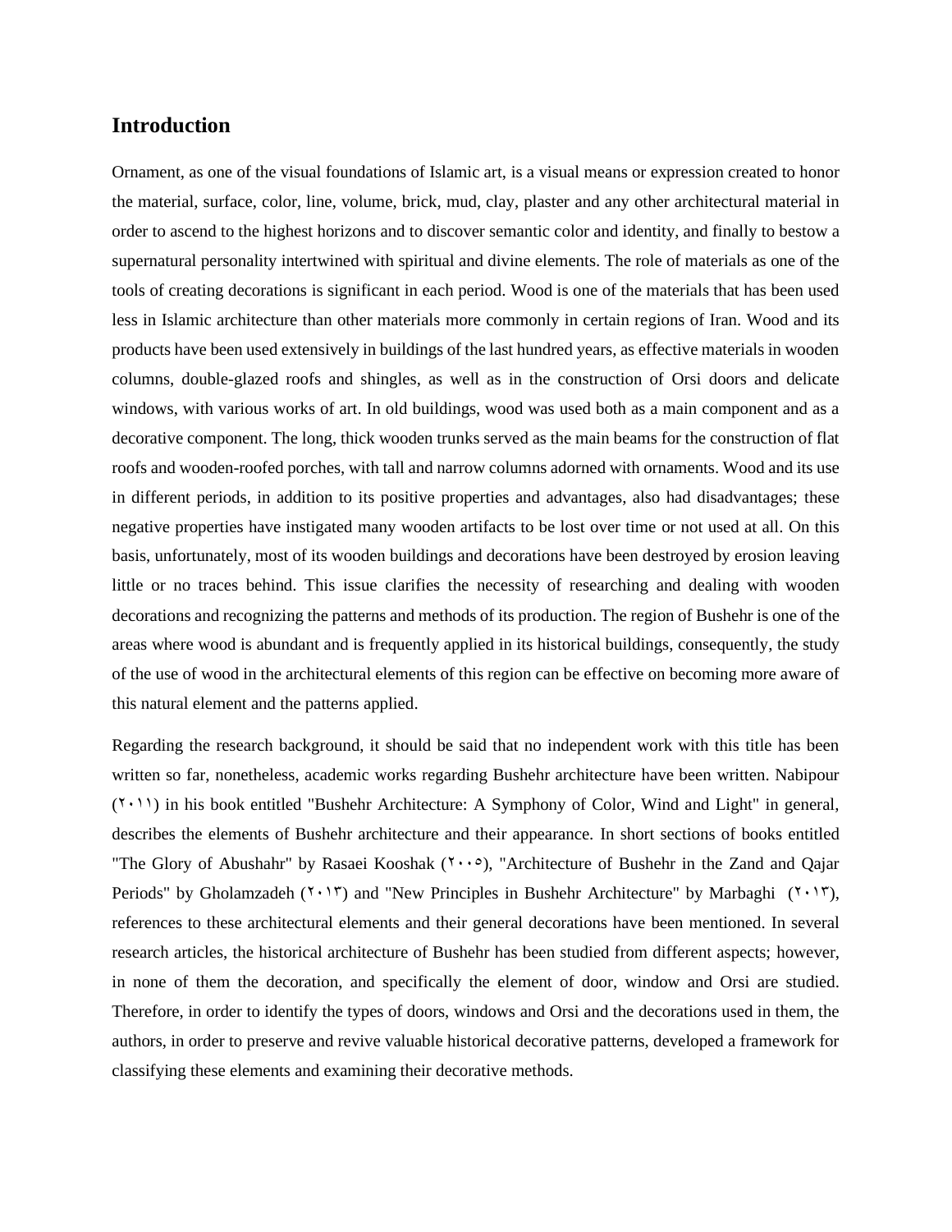## Introduction

Ornament, as one of the visual foundations of Islamic art, is a visual means or expression created to honor the material, surface, color, line, volume, brick, mud, clay, plaster and any other architectural material in order to ascend to the highest horizons and to discover semantic color and identity, and finally to bestow a supernatural personality intertwined with spiritual and divine elements. The role of materials as one of the tools of creating decorations is significant in each period. Wood is one of the materials that has been used less in Islamic architecture than other materials more commonly in certain regions of Iran. Wood and its products have been used extensively in buildings of the last hundred years, as effective materials in wooden columns, double-glazed roofs and shingles, as well as in the construction of Orsi doors and delicate windows, with various works of art. In old buildings, wood was used both as a main component and as a decorative component. The long, thick wooden trunks served as the main beams for the construction of flat roofs and wooden-roofed porches, with tall and narrow columns adorned with ornaments. Wood and its use in different periods, in addition to its positive properties and advantages, also had disadvantages; these negative properties have instigated many wooden artifacts to be lost over time or not used at all. On this basis, unfortunately, most of its wooden buildings and decorations have been destroyed by erosion leaving little or no traces behind. This issue clarifies the necessity of researching and dealing with wooden decorations and recognizing the patterns and methods of its production. The region of Bushehr is one of the areas where wood is abundant and is frequently applied in its historical buildings, consequently, the study of the use of wood in the architectural elements of this region can be effective on becoming more aware of this natural element and the patterns applied.

Regarding the research background, it should be said that no independent work with this title has been written so far, nonetheless, academic works regarding Bushehr architecture have been written. Nabipour (۲۰۱۱) in his book entitled "Bushehr Architecture: A Symphony of Color, Wind and Light" in general, describes the elements of Bushehr architecture and their appearance. In short sections of books entitled "The Glory of Abushahr" by Rasaei Kooshak (۲۰۰۵), "Architecture of Bushehr in the Zand and Qajar Periods" by Gholamzadeh (۲۰۱۳) and "New Principles in Bushehr Architecture" by Marbaghi (۲۰۱۳), references to these architectural elements and their general decorations have been mentioned. In several research articles, the historical architecture of Bushehr has been studied from different aspects; however, in none of them the decoration, and specifically the element of door, window and Orsi are studied. Therefore, in order to identify the types of doors, windows and Orsi and the decorations used in them, the authors, in order to preserve and revive valuable historical decorative patterns, developed a framework for classifying these elements and examining their decorative methods.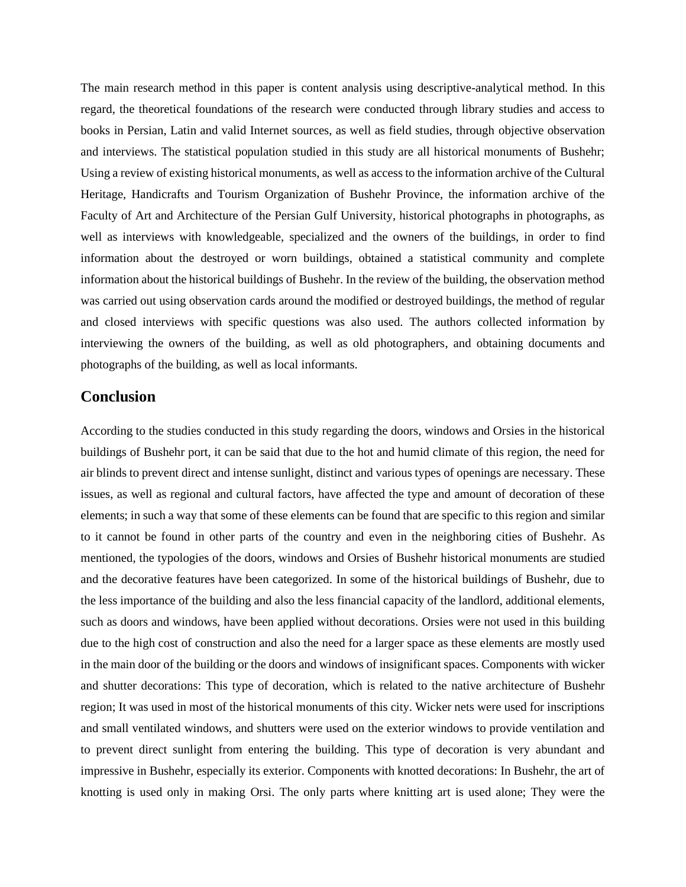The main research method in this paper is content analysis using descriptive-analytical method. In this regard, the theoretical foundations of the research were conducted through library studies and access to books in Persian, Latin and valid Internet sources, as well as field studies, through objective observation and interviews. The statistical population studied in this study are all historical monuments of Bushehr; Using a review of existing historical monuments, as well as access to the information archive of the Cultural Heritage, Handicrafts and Tourism Organization of Bushehr Province, the information archive of the Faculty of Art and Architecture of the Persian Gulf University, historical photographs in photographs, as well as interviews with knowledgeable, specialized and the owners of the buildings, in order to find information about the destroyed or worn buildings, obtained a statistical community and complete information about the historical buildings of Bushehr. In the review of the building, the observation method was carried out using observation cards around the modified or destroyed buildings, the method of regular and closed interviews with specific questions was also used. The authors collected information by interviewing the owners of the building, as well as old photographers, and obtaining documents and photographs of the building, as well as local informants.

## Conclusion

According to the studies conducted in this study regarding the doors, windows and Orsies in the historical buildings of Bushehr port, it can be said that due to the hot and humid climate of this region, the need for air blinds to prevent direct and intense sunlight, distinct and various types of openings are necessary. These issues, as well as regional and cultural factors, have affected the type and amount of decoration of these elements; in such a way that some of these elements can be found that are specific to this region and similar to it cannot be found in other parts of the country and even in the neighboring cities of Bushehr. As mentioned, the typologies of the doors, windows and Orsies of Bushehr historical monuments are studied and the decorative features have been categorized. In some of the historical buildings of Bushehr, due to the less importance of the building and also the less financial capacity of the landlord, additional elements, such as doors and windows, have been applied without decorations. Orsies were not used in this building due to the high cost of construction and also the need for a larger space as these elements are mostly used in the main door of the building or the doors and windows of insignificant spaces. Components with wicker and shutter decorations: This type of decoration, which is related to the native architecture of Bushehr region; It was used in most of the historical monuments of this city. Wicker nets were used for inscriptions and small ventilated windows, and shutters were used on the exterior windows to provide ventilation and to prevent direct sunlight from entering the building. This type of decoration is very abundant and impressive in Bushehr, especially its exterior. Components with knotted decorations: In Bushehr, the art of knotting is used only in making Orsi. The only parts where knitting art is used alone; They were the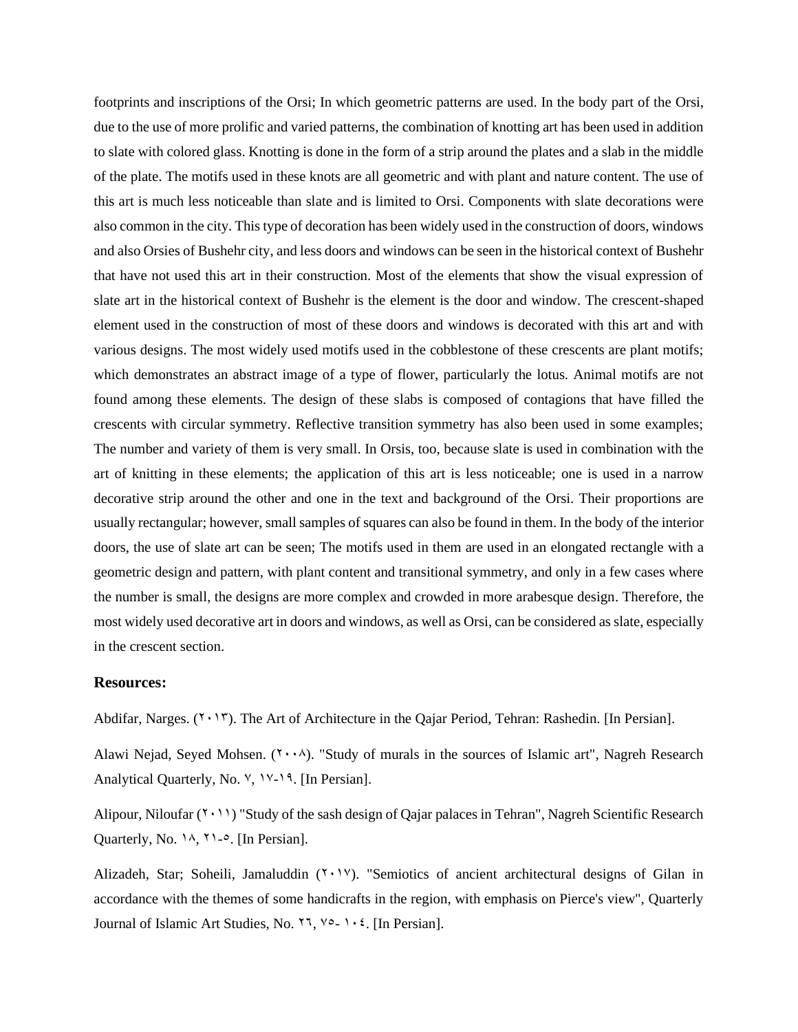footprints and inscriptions of the Orsi; In which geometric patterns are used. In the body part of the Orsi, due to the use of more prolific and varied patterns, the combination of knotting art has been used in addition to slate with colored glass. Knotting is done in the form of a strip around the plates and a slab in the middle of the plate. The motifs used in these knots are all geometric and with plant and nature content. The use of this art is much less noticeable than slate and is limited to Orsi. Components with slate decorations were also common in the city. This type of decoration has been widely used in the construction of doors, windows and also Orsies of Bushehr city, and less doors and windows can be seen in the historical context of Bushehr that have not used this art in their construction. Most of the elements that show the visual expression of slate art in the historical context of Bushehr is the element is the door and window. The crescent-shaped element used in the construction of most of these doors and windows is decorated with this art and with various designs. The most widely used motifs used in the cobblestone of these crescents are plant motifs; which demonstrates an abstract image of a type of flower, particularly the lotus. Animal motifs are not found among these elements. The design of these slabs is composed of contagions that have filled the crescents with circular symmetry. Reflective transition symmetry has also been used in some examples; The number and variety of them is very small. In Orsis, too, because slate is used in combination with the art of knitting in these elements; the application of this art is less noticeable; one is used in a narrow decorative strip around the other and one in the text and background of the Orsi. Their proportions are usually rectangular; however, small samples of squares can also be found in them. In the body of the interior doors, the use of slate art can be seen; The motifs used in them are used in an elongated rectangle with a geometric design and pattern, with plant content and transitional symmetry, and only in a few cases where the number is small, the designs are more complex and crowded in more arabesque design. Therefore, the most widely used decorative art in doors and windows, as well as Orsi, can be considered as slate, especially in the crescent section.

### Resources:

Abdifar, Narges. (۲۰۱۳). The Art of Architecture in the Qajar Period, Tehran: Rashedin. [In Persian].

Alawi Nejad, Seyed Mohsen. (۲۰۰۸). "Study of murals in the sources of Islamic art", Nagreh Research Analytical Quarterly, No. ۷, ۱۷-۱۹. [In Persian].

Alipour, Niloufar (۲۰۱۱) "Study of the sash design of Qajar palaces in Tehran", Nagreh Scientific Research Quarterly, No. ۱۸, ۲۱-۵. [In Persian].

Alizadeh, Star; Soheili, Jamaluddin (۲۰۱۷). "Semiotics of ancient architectural designs of Gilan in accordance with the themes of some handicrafts in the region, with emphasis on Pierce's view", Quarterly Journal of Islamic Art Studies, No. ۲٦, ۷٥- ۱۰٤. [In Persian].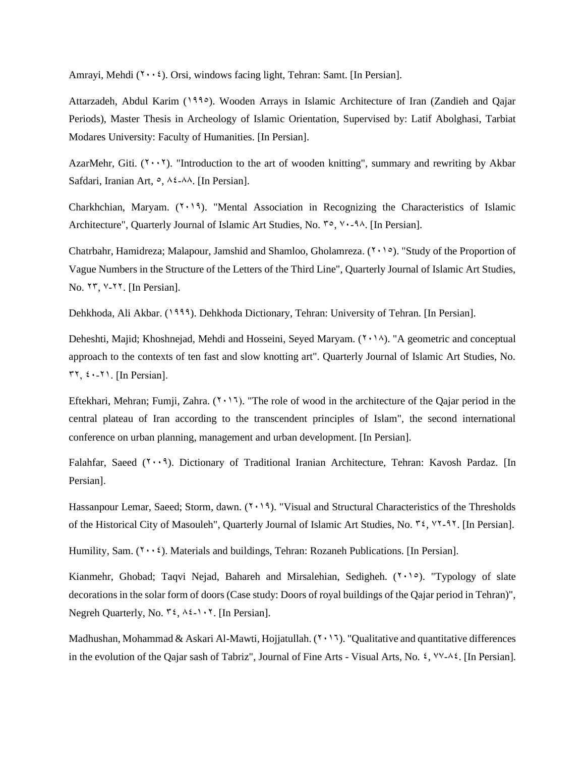Amrayi, Mehdi (۲۰۰٤). Orsi, windows facing light, Tehran: Samt. [In Persian].

Attarzadeh, Abdul Karim (۱۹۹٥). Wooden Arrays in Islamic Architecture of Iran (Zandieh and Qajar Periods), Master Thesis in Archeology of Islamic Orientation, Supervised by: Latif Abolghasi, Tarbiat Modares University: Faculty of Humanities. [In Persian].

AzarMehr, Giti. (۲۰۰۲). "Introduction to the art of wooden knitting", summary and rewriting by Akbar Safdari, Iranian Art, ٥, ۸٤-۸۸. [In Persian].

Charkhchian, Maryam. (۲۰۱۹). "Mental Association in Recognizing the Characteristics of Islamic Architecture", Quarterly Journal of Islamic Art Studies, No. ۳٥, ۷۰-۹۸. [In Persian].

Chatrbahr, Hamidreza; Malapour, Jamshid and Shamloo, Gholamreza. (۲۰۱٥). "Study of the Proportion of Vague Numbers in the Structure of the Letters of the Third Line", Quarterly Journal of Islamic Art Studies, No. ۲۳, ۷-۲۲. [In Persian].

Dehkhoda, Ali Akbar. (۱۹۹۹). Dehkhoda Dictionary, Tehran: University of Tehran. [In Persian].

Deheshti, Majid; Khoshnejad, Mehdi and Hosseini, Seyed Maryam. (۲۰۱۸). "A geometric and conceptual approach to the contexts of ten fast and slow knotting art". Quarterly Journal of Islamic Art Studies, No. ۳۲, ٤۰-۲۱. [In Persian].

Eftekhari, Mehran; Fumji, Zahra. (۲۰۱٦). "The role of wood in the architecture of the Qajar period in the central plateau of Iran according to the transcendent principles of Islam", the second international conference on urban planning, management and urban development. [In Persian].

Falahfar, Saeed (۲۰۰۹). Dictionary of Traditional Iranian Architecture, Tehran: Kavosh Pardaz. [In Persian].

Hassanpour Lemar, Saeed; Storm, dawn. (۲۰۱۹). "Visual and Structural Characteristics of the Thresholds of the Historical City of Masouleh", Quarterly Journal of Islamic Art Studies, No. ۳٤, ۷۲-۹۲. [In Persian].

Humility, Sam. (۲۰۰٤). Materials and buildings, Tehran: Rozaneh Publications. [In Persian].

Kianmehr, Ghobad; Taqvi Nejad, Bahareh and Mirsalehian, Sedigheh. (۲۰۱٥). "Typology of slate decorations in the solar form of doors (Case study: Doors of royal buildings of the Qajar period in Tehran)", Negreh Quarterly, No. ۳٤, ۸٤-۱۰۲. [In Persian].

Madhushan, Mohammad & Askari Al-Mawti, Hojjatullah. (۲۰۱٦). "Qualitative and quantitative differences in the evolution of the Qajar sash of Tabriz", Journal of Fine Arts - Visual Arts, No. ٤, ۷۷-۸٤. [In Persian].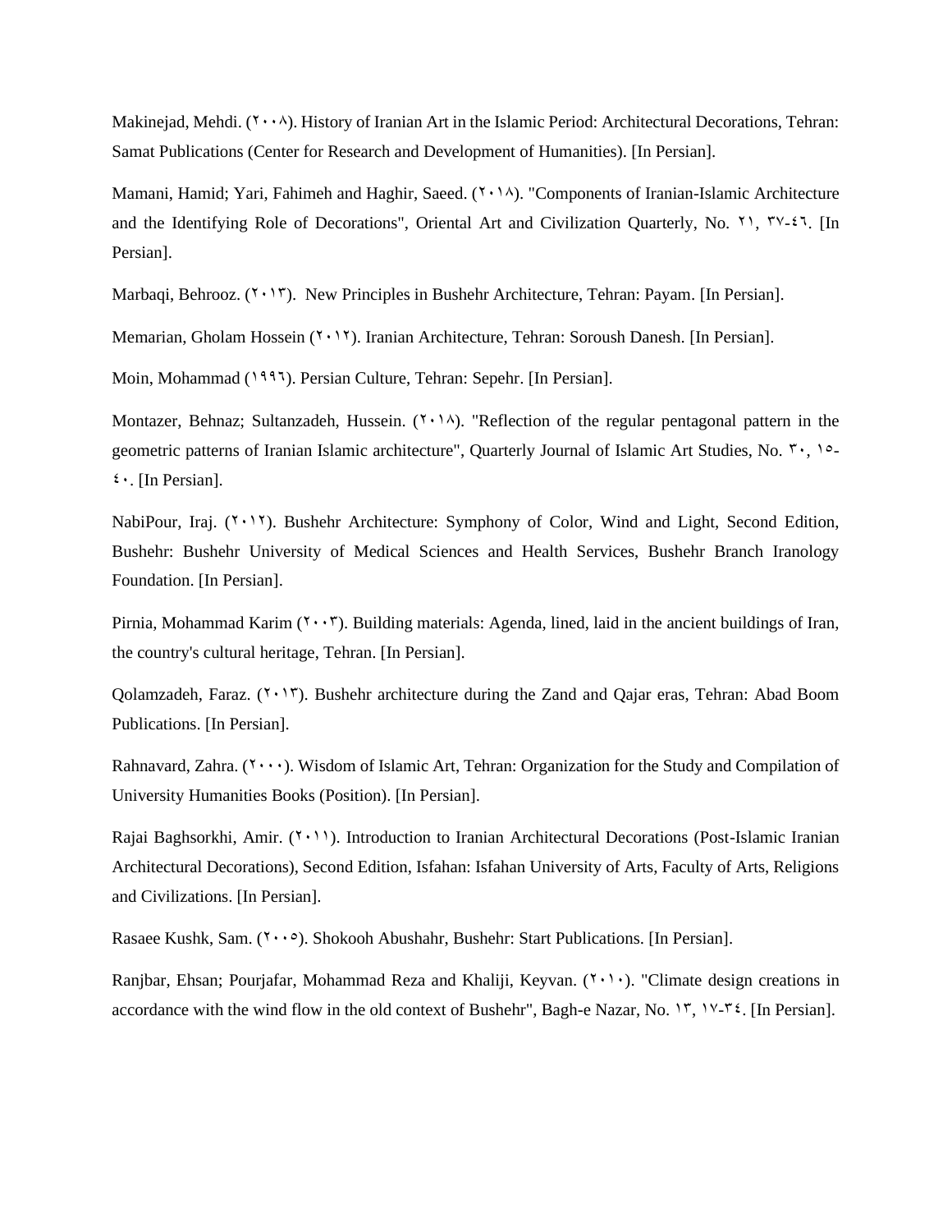Makinejad, Mehdi. (۲۰۰۸). History of Iranian Art in the Islamic Period: Architectural Decorations, Tehran: Samat Publications (Center for Research and Development of Humanities). [In Persian].

Mamani, Hamid; Yari, Fahimeh and Haghir, Saeed. (۲۰۱۸). "Components of Iranian-Islamic Architecture and the Identifying Role of Decorations", Oriental Art and Civilization Quarterly, No. ۲۱, ۳۷-٤٦. [In Persian].

Marbaqi, Behrooz. (۲۰۱۳). New Principles in Bushehr Architecture, Tehran: Payam. [In Persian].

Memarian, Gholam Hossein (۲۰۱۲). Iranian Architecture, Tehran: Soroush Danesh. [In Persian].

Moin, Mohammad (۱۹۹٦). Persian Culture, Tehran: Sepehr. [In Persian].

Montazer, Behnaz; Sultanzadeh, Hussein. (۲۰۱۸). "Reflection of the regular pentagonal pattern in the geometric patterns of Iranian Islamic architecture", Quarterly Journal of Islamic Art Studies, No. ۳۰, ۱٥-٤۰. [In Persian].

NabiPour, Iraj. (۲۰۱۲). Bushehr Architecture: Symphony of Color, Wind and Light, Second Edition, Bushehr: Bushehr University of Medical Sciences and Health Services, Bushehr Branch Iranology Foundation. [In Persian].

Pirnia, Mohammad Karim (۲۰۰۳). Building materials: Agenda, lined, laid in the ancient buildings of Iran, the country's cultural heritage, Tehran. [In Persian].

Qolamzadeh, Faraz. (۲۰۱۳). Bushehr architecture during the Zand and Qajar eras, Tehran: Abad Boom Publications. [In Persian].

Rahnavard, Zahra. (۲۰۰۰). Wisdom of Islamic Art, Tehran: Organization for the Study and Compilation of University Humanities Books (Position). [In Persian].

Rajai Baghsorkhi, Amir. (۲۰۱۱). Introduction to Iranian Architectural Decorations (Post-Islamic Iranian Architectural Decorations), Second Edition, Isfahan: Isfahan University of Arts, Faculty of Arts, Religions and Civilizations. [In Persian].

Rasaee Kushk, Sam. (۲۰۰٥). Shokooh Abushahr, Bushehr: Start Publications. [In Persian].

Ranjbar, Ehsan; Pourjafar, Mohammad Reza and Khaliji, Keyvan. (۲۰۱۰). "Climate design creations in accordance with the wind flow in the old context of Bushehr", Bagh-e Nazar, No. ۱۳, ۱۷-۳٤. [In Persian].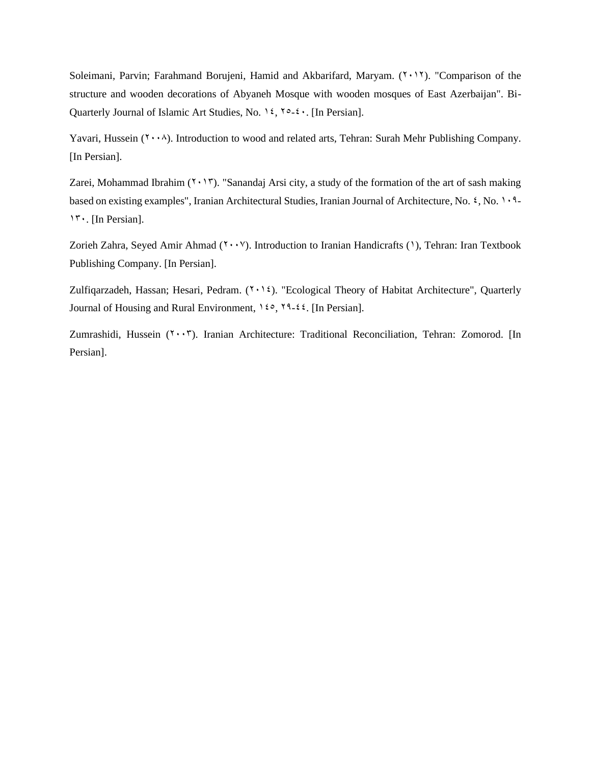Soleimani, Parvin; Farahmand Borujeni, Hamid and Akbarifard, Maryam. (٢٠١٢). "Comparison of the structure and wooden decorations of Abyaneh Mosque with wooden mosques of East Azerbaijan". Bi-Quarterly Journal of Islamic Art Studies, No. ١٤, ٢٥-٤٠. [In Persian].

Yavari, Hussein (٢٠٠٨). Introduction to wood and related arts, Tehran: Surah Mehr Publishing Company. [In Persian].

Zarei, Mohammad Ibrahim (٢٠١٣). "Sanandaj Arsi city, a study of the formation of the art of sash making based on existing examples", Iranian Architectural Studies, Iranian Journal of Architecture, No. ٤, No. ١٠٩-١٣٠. [In Persian].

Zorieh Zahra, Seyed Amir Ahmad (٢٠٠٧). Introduction to Iranian Handicrafts (١), Tehran: Iran Textbook Publishing Company. [In Persian].

Zulfiqarzadeh, Hassan; Hesari, Pedram. (٢٠١٤). "Ecological Theory of Habitat Architecture", Quarterly Journal of Housing and Rural Environment, ١٤٥, ٢٩-٤٤. [In Persian].

Zumrashidi, Hussein (٢٠٠٣). Iranian Architecture: Traditional Reconciliation, Tehran: Zomorod. [In Persian].